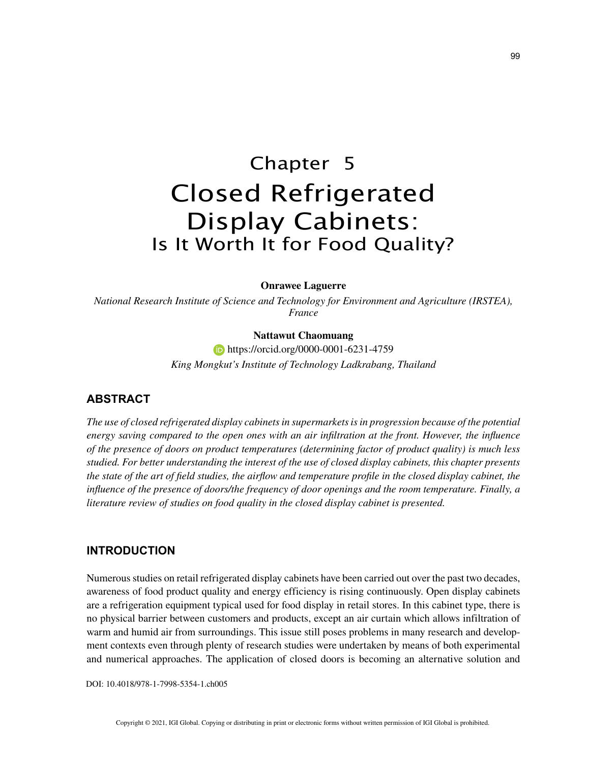# Chapter 5
# Closed Refrigerated Display Cabinets:
## Is It Worth It for Food Quality?

**Onrawee Laguerre**

*National Research Institute of Science and Technology for Environment and Agriculture (IRSTEA), France*

**Nattawut Chaomuang**

https://orcid.org/0000-0001-6231-4759

*King Mongkut's Institute of Technology Ladkrabang, Thailand*

## ABSTRACT

*The use of closed refrigerated display cabinets in supermarkets is in progression because of the potential energy saving compared to the open ones with an air infiltration at the front. However, the influence of the presence of doors on product temperatures (determining factor of product quality) is much less studied. For better understanding the interest of the use of closed display cabinets, this chapter presents the state of the art of field studies, the airflow and temperature profile in the closed display cabinet, the influence of the presence of doors/the frequency of door openings and the room temperature. Finally, a literature review of studies on food quality in the closed display cabinet is presented.*

## INTRODUCTION

Numerous studies on retail refrigerated display cabinets have been carried out over the past two decades, awareness of food product quality and energy efficiency is rising continuously. Open display cabinets are a refrigeration equipment typical used for food display in retail stores. In this cabinet type, there is no physical barrier between customers and products, except an air curtain which allows infiltration of warm and humid air from surroundings. This issue still poses problems in many research and development contexts even through plenty of research studies were undertaken by means of both experimental and numerical approaches. The application of closed doors is becoming an alternative solution and

DOI: 10.4018/978-1-7998-5354-1.ch005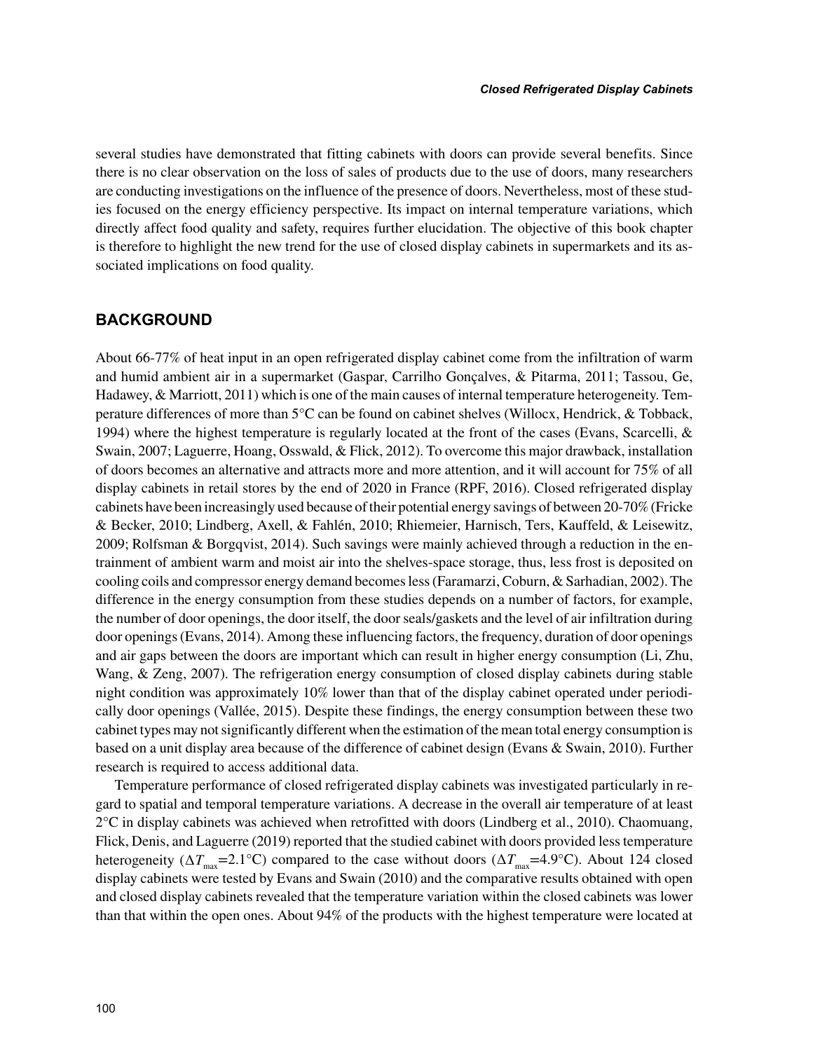several studies have demonstrated that fitting cabinets with doors can provide several benefits. Since there is no clear observation on the loss of sales of products due to the use of doors, many researchers are conducting investigations on the influence of the presence of doors. Nevertheless, most of these studies focused on the energy efficiency perspective. Its impact on internal temperature variations, which directly affect food quality and safety, requires further elucidation. The objective of this book chapter is therefore to highlight the new trend for the use of closed display cabinets in supermarkets and its associated implications on food quality.

## BACKGROUND

About 66-77% of heat input in an open refrigerated display cabinet come from the infiltration of warm and humid ambient air in a supermarket (Gaspar, Carrilho Gonçalves, & Pitarma, 2011; Tassou, Ge, Hadawey, & Marriott, 2011) which is one of the main causes of internal temperature heterogeneity. Temperature differences of more than 5°C can be found on cabinet shelves (Willocx, Hendrick, & Tobback, 1994) where the highest temperature is regularly located at the front of the cases (Evans, Scarcelli, & Swain, 2007; Laguerre, Hoang, Osswald, & Flick, 2012). To overcome this major drawback, installation of doors becomes an alternative and attracts more and more attention, and it will account for 75% of all display cabinets in retail stores by the end of 2020 in France (RPF, 2016). Closed refrigerated display cabinets have been increasingly used because of their potential energy savings of between 20-70% (Fricke & Becker, 2010; Lindberg, Axell, & Fahlén, 2010; Rhiemeier, Harnisch, Ters, Kauffeld, & Leisewitz, 2009; Rolfsman & Borgqvist, 2014). Such savings were mainly achieved through a reduction in the entrainment of ambient warm and moist air into the shelves-space storage, thus, less frost is deposited on cooling coils and compressor energy demand becomes less (Faramarzi, Coburn, & Sarhadian, 2002). The difference in the energy consumption from these studies depends on a number of factors, for example, the number of door openings, the door itself, the door seals/gaskets and the level of air infiltration during door openings (Evans, 2014). Among these influencing factors, the frequency, duration of door openings and air gaps between the doors are important which can result in higher energy consumption (Li, Zhu, Wang, & Zeng, 2007). The refrigeration energy consumption of closed display cabinets during stable night condition was approximately 10% lower than that of the display cabinet operated under periodically door openings (Vallée, 2015). Despite these findings, the energy consumption between these two cabinet types may not significantly different when the estimation of the mean total energy consumption is based on a unit display area because of the difference of cabinet design (Evans & Swain, 2010). Further research is required to access additional data.

Temperature performance of closed refrigerated display cabinets was investigated particularly in regard to spatial and temporal temperature variations. A decrease in the overall air temperature of at least 2°C in display cabinets was achieved when retrofitted with doors (Lindberg et al., 2010). Chaomuang, Flick, Denis, and Laguerre (2019) reported that the studied cabinet with doors provided less temperature heterogeneity ($\Delta T_{max}$=2.1°C) compared to the case without doors ($\Delta T_{max}$=4.9°C). About 124 closed display cabinets were tested by Evans and Swain (2010) and the comparative results obtained with open and closed display cabinets revealed that the temperature variation within the closed cabinets was lower than that within the open ones. About 94% of the products with the highest temperature were located at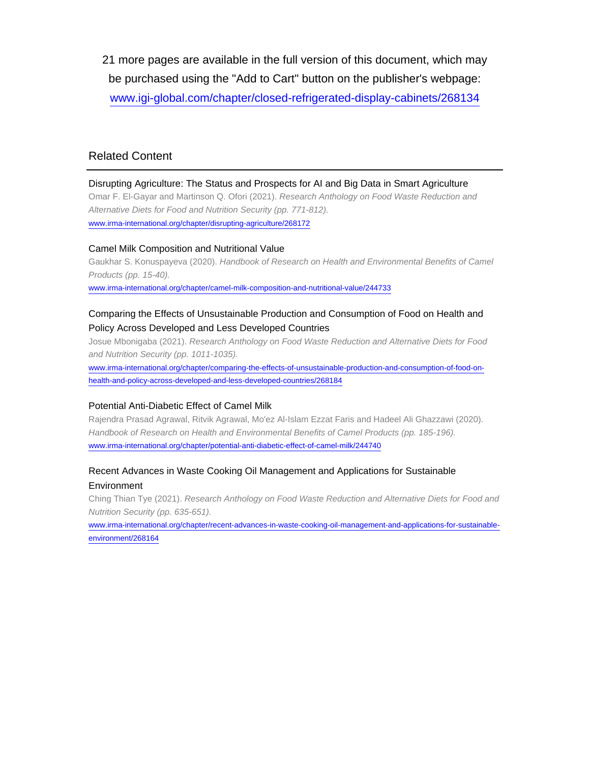21 more pages are available in the full version of this document, which may be purchased using the "Add to Cart" button on the publisher's webpage: www.igi-global.com/chapter/closed-refrigerated-display-cabinets/268134

## Related Content

Disrupting Agriculture: The Status and Prospects for AI and Big Data in Smart Agriculture
Omar F. El-Gayar and Martinson Q. Ofori (2021). *Research Anthology on Food Waste Reduction and Alternative Diets for Food and Nutrition Security (pp. 771-812).*
www.irma-international.org/chapter/disrupting-agriculture/268172

Camel Milk Composition and Nutritional Value
Gaukhar S. Konuspayeva (2020). *Handbook of Research on Health and Environmental Benefits of Camel Products (pp. 15-40).*
www.irma-international.org/chapter/camel-milk-composition-and-nutritional-value/244733

Comparing the Effects of Unsustainable Production and Consumption of Food on Health and Policy Across Developed and Less Developed Countries
Josue Mbonigaba (2021). *Research Anthology on Food Waste Reduction and Alternative Diets for Food and Nutrition Security (pp. 1011-1035).*
www.irma-international.org/chapter/comparing-the-effects-of-unsustainable-production-and-consumption-of-food-on-health-and-policy-across-developed-and-less-developed-countries/268184

Potential Anti-Diabetic Effect of Camel Milk
Rajendra Prasad Agrawal, Ritvik Agrawal, Mo'ez Al-Islam Ezzat Faris and Hadeel Ali Ghazzawi (2020). *Handbook of Research on Health and Environmental Benefits of Camel Products (pp. 185-196).*
www.irma-international.org/chapter/potential-anti-diabetic-effect-of-camel-milk/244740

Recent Advances in Waste Cooking Oil Management and Applications for Sustainable Environment
Ching Thian Tye (2021). *Research Anthology on Food Waste Reduction and Alternative Diets for Food and Nutrition Security (pp. 635-651).*
www.irma-international.org/chapter/recent-advances-in-waste-cooking-oil-management-and-applications-for-sustainable-environment/268164